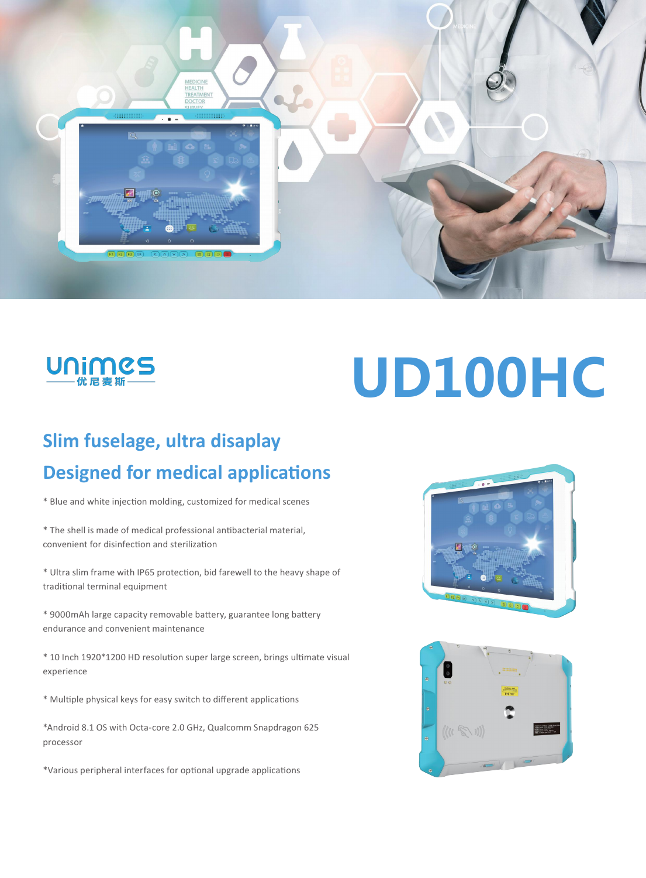unimes
优尼麦斯

# UD100HC

## Slim fuselage, ultra disaplay

## Designed for medical applications

* Blue and white injection molding, customized for medical scenes

* The shell is made of medical professional antibacterial material, convenient for disinfection and sterilization

* Ultra slim frame with IP65 protection, bid farewell to the heavy shape of traditional terminal equipment

* 9000mAh large capacity removable battery, guarantee long battery endurance and convenient maintenance

* 10 Inch 1920*1200 HD resolution super large screen, brings ultimate visual experience

* Multiple physical keys for easy switch to different applications

*Android 8.1 OS with Octa-core 2.0 GHz, Qualcomm Snapdragon 625 processor

*Various peripheral interfaces for optional upgrade applications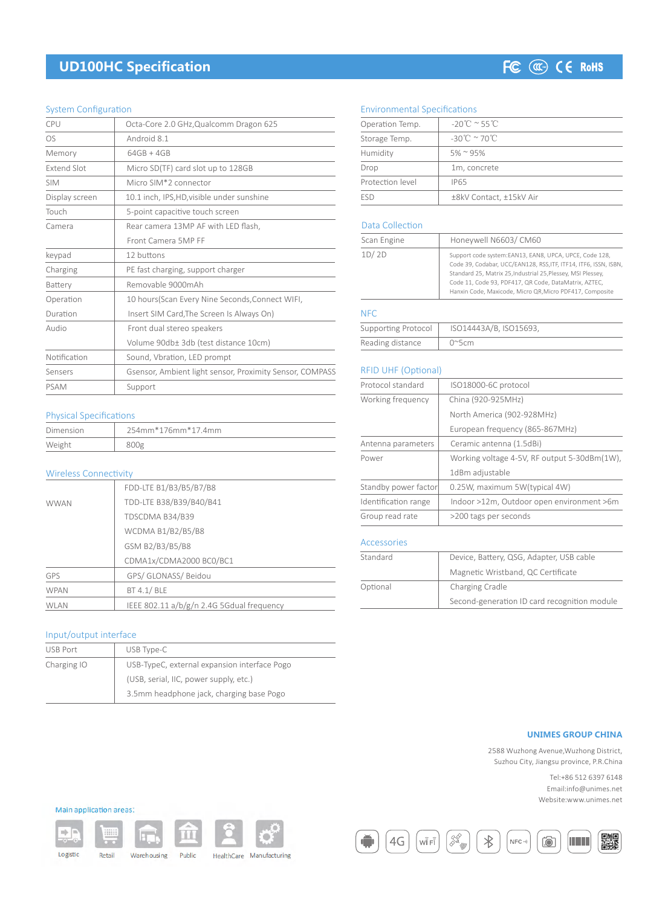# UD100HC Specification

FC  CCC  CE  RoHS

## System Configuration

| | |
|---|---|
| CPU | Octa-Core 2.0 GHz,Qualcomm Dragon 625 |
| OS | Android 8.1 |
| Memory | 64GB + 4GB |
| Extend Slot | Micro SD(TF) card slot up to 128GB |
| SIM | Micro SIM*2 connector |
| Display screen | 10.1 inch, IPS,HD,visible under sunshine |
| Touch | 5-point capacitive touch screen |
| Camera | Rear camera 13MP AF with LED flash,<br>Front Camera 5MP FF |
| keypad | 12 buttons |
| Charging | PE fast charging, support charger |
| Battery | Removable 9000mAh |
| Operation Duration | 10 hours(Scan Every Nine Seconds,Connect WIFI,<br>Insert SIM Card,The Screen Is Always On) |
| Audio | Front dual stereo speakers<br>Volume 90db± 3db (test distance 10cm) |
| Notification | Sound, Vbration, LED prompt |
| Sensers | Gsensor, Ambient light sensor, Proximity Sensor, COMPASS |
| PSAM | Support |

## Physical Specifications

| | |
|---|---|
| Dimension | 254mm*176mm*17.4mm |
| Weight | 800g |

## Wireless Connectivity

| | |
|---|---|
| WWAN | FDD-LTE B1/B3/B5/B7/B8<br>TDD-LTE B38/B39/B40/B41<br>TDSCDMA B34/B39<br>WCDMA B1/B2/B5/B8<br>GSM B2/B3/B5/B8<br>CDMA1x/CDMA2000 BC0/BC1 |
| GPS | GPS/ GLONASS/ Beidou |
| WPAN | BT 4.1/ BLE |
| WLAN | IEEE 802.11 a/b/g/n 2.4G 5Gdual frequency |

## Input/output interface

| | |
|---|---|
| USB Port | USB Type-C |
| Charging IO | USB-TypeC, external expansion interface Pogo<br>(USB, serial, IIC, power supply, etc.)<br>3.5mm headphone jack, charging base Pogo |

## Environmental Specifications

| | |
|---|---|
| Operation Temp. | -20℃ ~ 55℃ |
| Storage Temp. | -30℃ ~ 70℃ |
| Humidity | 5% ~ 95% |
| Drop | 1m, concrete |
| Protection level | IP65 |
| ESD | ±8kV Contact, ±15kV Air |

## Data Collection

| | |
|---|---|
| Scan Engine | Honeywell N6603/ CM60 |
| 1D/ 2D | Support code system:EAN13, EAN8, UPCA, UPCE, Code 128, Code 39, Codabar, UCC/EAN128, RSS,ITF, ITF14, ITF6, ISSN, ISBN, Standard 25, Matrix 25,Industrial 25,Plessey, MSI Plessey, Code 11, Code 93, PDF417, QR Code, DataMatrix, AZTEC, Hanxin Code, Maxicode, Micro QR,Micro PDF417, Composite |

## NFC

| | |
|---|---|
| Supporting Protocol | ISO14443A/B, ISO15693, |
| Reading distance | 0~5cm |

## RFID UHF (Optional)

| | |
|---|---|
| Protocol standard | ISO18000-6C protocol |
| Working frequency | China (920-925MHz)<br>North America (902-928MHz)<br>European frequency (865-867MHz) |
| Antenna parameters | Ceramic antenna (1.5dBi) |
| Power | Working voltage 4-5V, RF output 5-30dBm(1W),<br>1dBm adjustable |
| Standby power factor | 0.25W, maximum 5W(typical 4W) |
| Identification range | Indoor >12m, Outdoor open environment >6m |
| Group read rate | >200 tags per seconds |

## Accessories

| | |
|---|---|
| Standard | Device, Battery, QSG, Adapter, USB cable<br>Magnetic Wristband, QC Certificate |
| Optional | Charging Cradle<br>Second-generation ID card recognition module |

**UNIMES GROUP CHINA**

2588 Wuzhong Avenue,Wuzhong District,
Suzhou City, Jiangsu province, P.R.China

Tel:+86 512 6397 6148
Email:info@unimes.net
Website:www.unimes.net

Main application areas:

Logistic, Retail, Warehousing, Public, HealthCare, Manufacturing

4G, WiFi, NFC